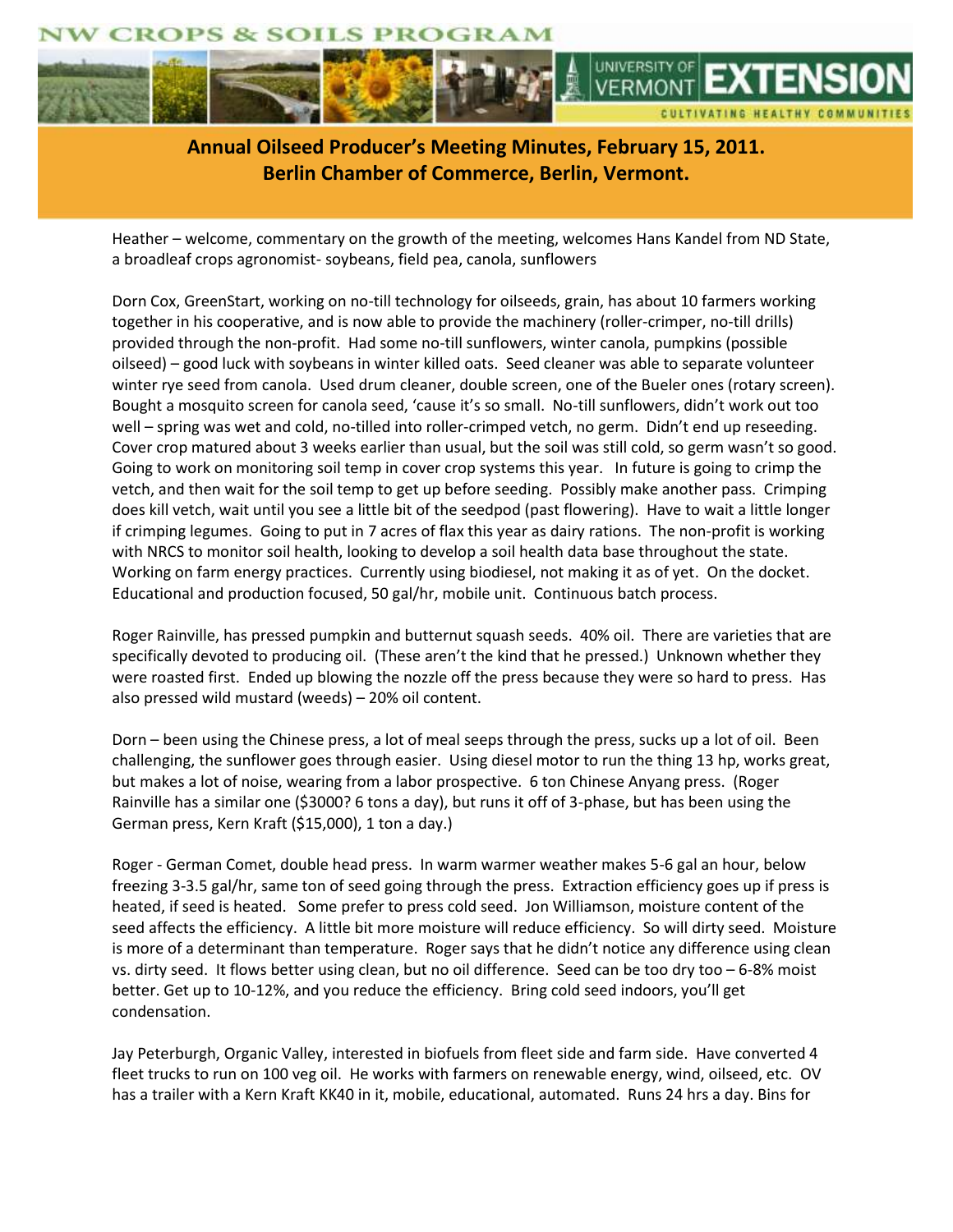# Annual Oilseed Producer's Meeting Minutes, February 15, 2011.
## Berlin Chamber of Commerce, Berlin, Vermont.

Heather – welcome, commentary on the growth of the meeting, welcomes Hans Kandel from ND State, a broadleaf crops agronomist- soybeans, field pea, canola, sunflowers

Dorn Cox, GreenStart, working on no-till technology for oilseeds, grain, has about 10 farmers working together in his cooperative, and is now able to provide the machinery (roller-crimper, no-till drills) provided through the non-profit. Had some no-till sunflowers, winter canola, pumpkins (possible oilseed) – good luck with soybeans in winter killed oats. Seed cleaner was able to separate volunteer winter rye seed from canola. Used drum cleaner, double screen, one of the Bueler ones (rotary screen). Bought a mosquito screen for canola seed, 'cause it's so small. No-till sunflowers, didn't work out too well – spring was wet and cold, no-tilled into roller-crimped vetch, no germ. Didn't end up reseeding. Cover crop matured about 3 weeks earlier than usual, but the soil was still cold, so germ wasn't so good. Going to work on monitoring soil temp in cover crop systems this year. In future is going to crimp the vetch, and then wait for the soil temp to get up before seeding. Possibly make another pass. Crimping does kill vetch, wait until you see a little bit of the seedpod (past flowering). Have to wait a little longer if crimping legumes. Going to put in 7 acres of flax this year as dairy rations. The non-profit is working with NRCS to monitor soil health, looking to develop a soil health data base throughout the state. Working on farm energy practices. Currently using biodiesel, not making it as of yet. On the docket. Educational and production focused, 50 gal/hr, mobile unit. Continuous batch process.

Roger Rainville, has pressed pumpkin and butternut squash seeds. 40% oil. There are varieties that are specifically devoted to producing oil. (These aren't the kind that he pressed.) Unknown whether they were roasted first. Ended up blowing the nozzle off the press because they were so hard to press. Has also pressed wild mustard (weeds) – 20% oil content.

Dorn – been using the Chinese press, a lot of meal seeps through the press, sucks up a lot of oil. Been challenging, the sunflower goes through easier. Using diesel motor to run the thing 13 hp, works great, but makes a lot of noise, wearing from a labor prospective. 6 ton Chinese Anyang press. (Roger Rainville has a similar one ($3000? 6 tons a day), but runs it off of 3-phase, but has been using the German press, Kern Kraft ($15,000), 1 ton a day.)

Roger - German Comet, double head press. In warm warmer weather makes 5-6 gal an hour, below freezing 3-3.5 gal/hr, same ton of seed going through the press. Extraction efficiency goes up if press is heated, if seed is heated. Some prefer to press cold seed. Jon Williamson, moisture content of the seed affects the efficiency. A little bit more moisture will reduce efficiency. So will dirty seed. Moisture is more of a determinant than temperature. Roger says that he didn't notice any difference using clean vs. dirty seed. It flows better using clean, but no oil difference. Seed can be too dry too – 6-8% moist better. Get up to 10-12%, and you reduce the efficiency. Bring cold seed indoors, you'll get condensation.

Jay Peterburgh, Organic Valley, interested in biofuels from fleet side and farm side. Have converted 4 fleet trucks to run on 100 veg oil. He works with farmers on renewable energy, wind, oilseed, etc. OV has a trailer with a Kern Kraft KK40 in it, mobile, educational, automated. Runs 24 hrs a day. Bins for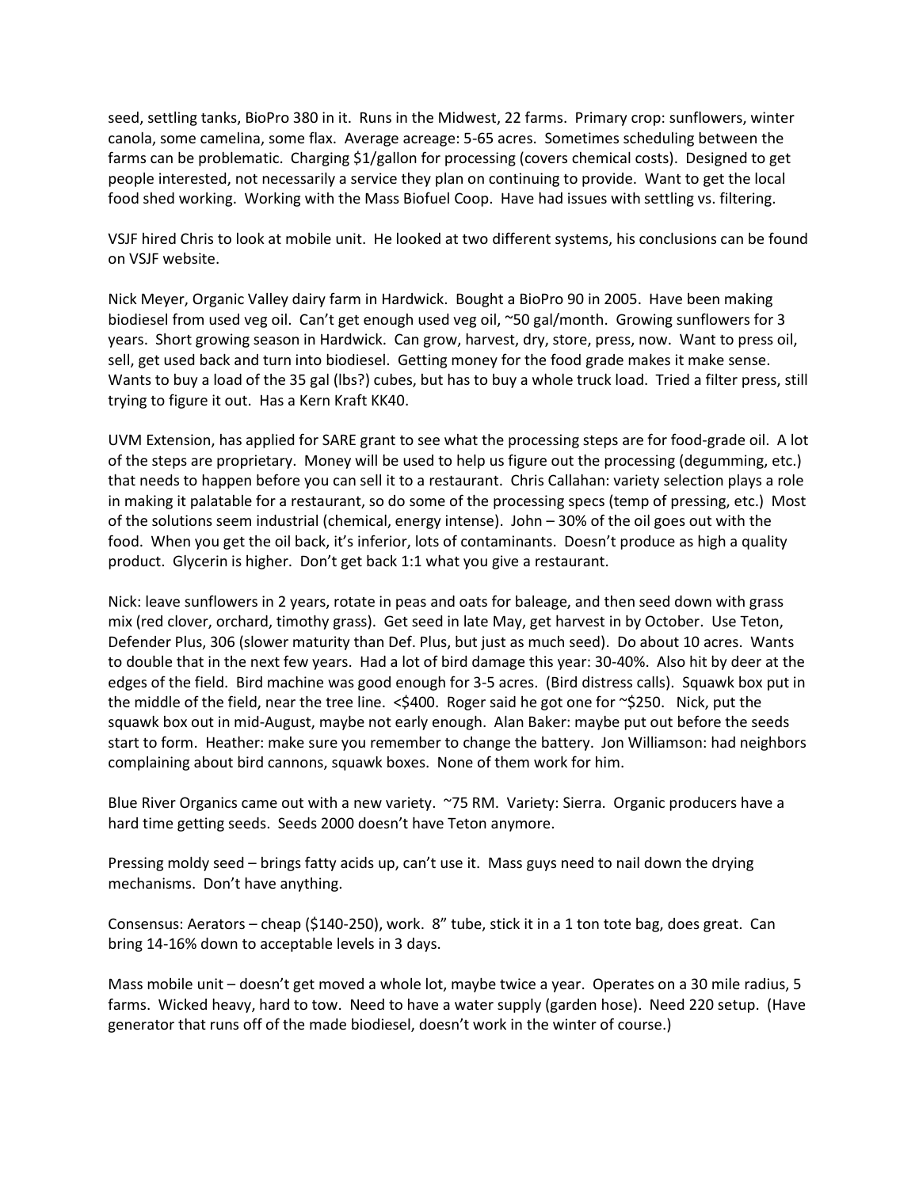seed, settling tanks, BioPro 380 in it. Runs in the Midwest, 22 farms. Primary crop: sunflowers, winter canola, some camelina, some flax. Average acreage: 5-65 acres. Sometimes scheduling between the farms can be problematic. Charging $1/gallon for processing (covers chemical costs). Designed to get people interested, not necessarily a service they plan on continuing to provide. Want to get the local food shed working. Working with the Mass Biofuel Coop. Have had issues with settling vs. filtering.

VSJF hired Chris to look at mobile unit. He looked at two different systems, his conclusions can be found on VSJF website.

Nick Meyer, Organic Valley dairy farm in Hardwick. Bought a BioPro 90 in 2005. Have been making biodiesel from used veg oil. Can't get enough used veg oil, ~50 gal/month. Growing sunflowers for 3 years. Short growing season in Hardwick. Can grow, harvest, dry, store, press, now. Want to press oil, sell, get used back and turn into biodiesel. Getting money for the food grade makes it make sense. Wants to buy a load of the 35 gal (lbs?) cubes, but has to buy a whole truck load. Tried a filter press, still trying to figure it out. Has a Kern Kraft KK40.

UVM Extension, has applied for SARE grant to see what the processing steps are for food-grade oil. A lot of the steps are proprietary. Money will be used to help us figure out the processing (degumming, etc.) that needs to happen before you can sell it to a restaurant. Chris Callahan: variety selection plays a role in making it palatable for a restaurant, so do some of the processing specs (temp of pressing, etc.) Most of the solutions seem industrial (chemical, energy intense). John – 30% of the oil goes out with the food. When you get the oil back, it's inferior, lots of contaminants. Doesn't produce as high a quality product. Glycerin is higher. Don't get back 1:1 what you give a restaurant.

Nick: leave sunflowers in 2 years, rotate in peas and oats for baleage, and then seed down with grass mix (red clover, orchard, timothy grass). Get seed in late May, get harvest in by October. Use Teton, Defender Plus, 306 (slower maturity than Def. Plus, but just as much seed). Do about 10 acres. Wants to double that in the next few years. Had a lot of bird damage this year: 30-40%. Also hit by deer at the edges of the field. Bird machine was good enough for 3-5 acres. (Bird distress calls). Squawk box put in the middle of the field, near the tree line. <$400. Roger said he got one for ~$250. Nick, put the squawk box out in mid-August, maybe not early enough. Alan Baker: maybe put out before the seeds start to form. Heather: make sure you remember to change the battery. Jon Williamson: had neighbors complaining about bird cannons, squawk boxes. None of them work for him.

Blue River Organics came out with a new variety. ~75 RM. Variety: Sierra. Organic producers have a hard time getting seeds. Seeds 2000 doesn't have Teton anymore.

Pressing moldy seed – brings fatty acids up, can't use it. Mass guys need to nail down the drying mechanisms. Don't have anything.

Consensus: Aerators – cheap ($140-250), work. 8" tube, stick it in a 1 ton tote bag, does great. Can bring 14-16% down to acceptable levels in 3 days.

Mass mobile unit – doesn't get moved a whole lot, maybe twice a year. Operates on a 30 mile radius, 5 farms. Wicked heavy, hard to tow. Need to have a water supply (garden hose). Need 220 setup. (Have generator that runs off of the made biodiesel, doesn't work in the winter of course.)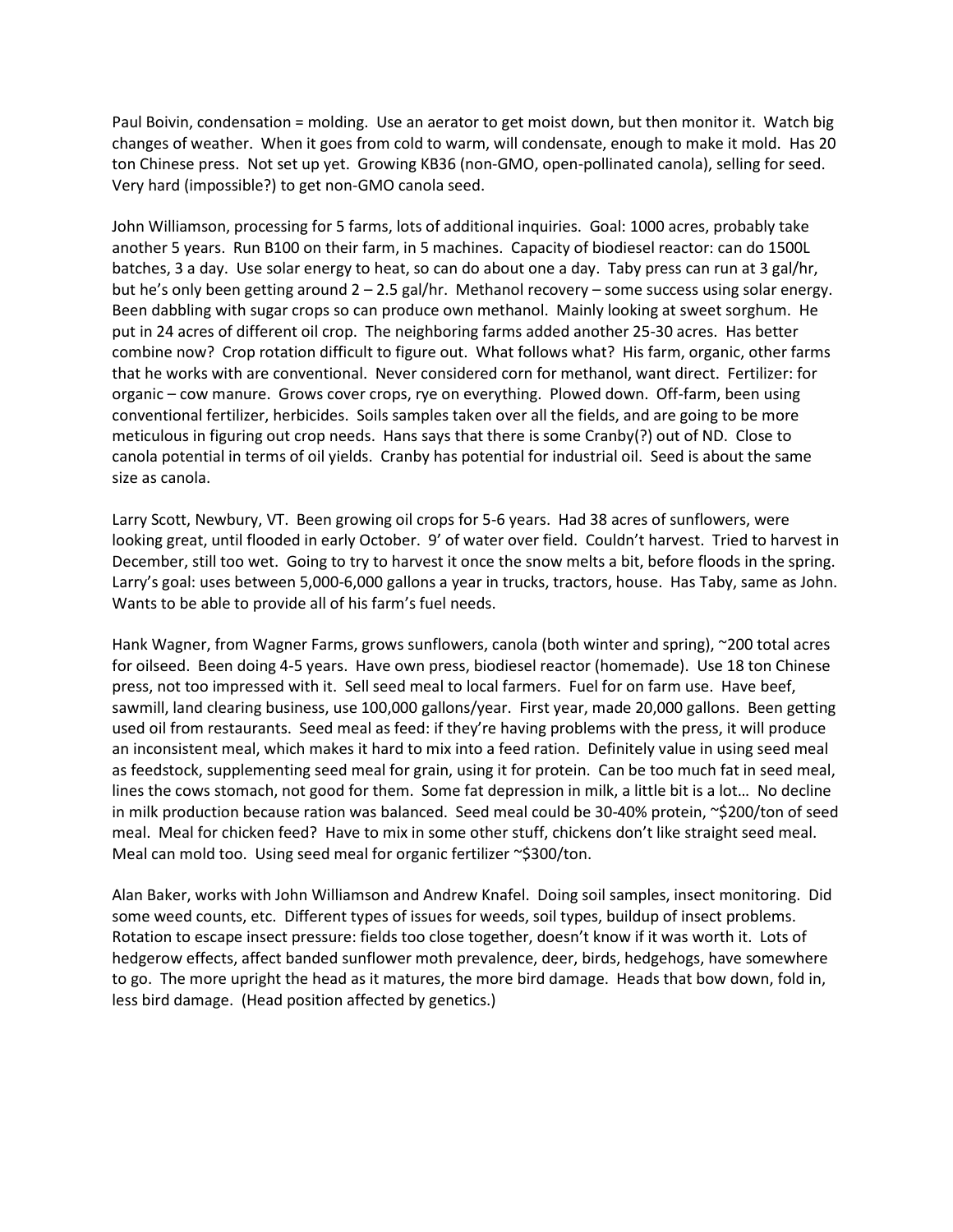Paul Boivin, condensation = molding. Use an aerator to get moist down, but then monitor it. Watch big changes of weather. When it goes from cold to warm, will condensate, enough to make it mold. Has 20 ton Chinese press. Not set up yet. Growing KB36 (non-GMO, open-pollinated canola), selling for seed. Very hard (impossible?) to get non-GMO canola seed.

John Williamson, processing for 5 farms, lots of additional inquiries. Goal: 1000 acres, probably take another 5 years. Run B100 on their farm, in 5 machines. Capacity of biodiesel reactor: can do 1500L batches, 3 a day. Use solar energy to heat, so can do about one a day. Taby press can run at 3 gal/hr, but he's only been getting around 2 – 2.5 gal/hr. Methanol recovery – some success using solar energy. Been dabbling with sugar crops so can produce own methanol. Mainly looking at sweet sorghum. He put in 24 acres of different oil crop. The neighboring farms added another 25-30 acres. Has better combine now? Crop rotation difficult to figure out. What follows what? His farm, organic, other farms that he works with are conventional. Never considered corn for methanol, want direct. Fertilizer: for organic – cow manure. Grows cover crops, rye on everything. Plowed down. Off-farm, been using conventional fertilizer, herbicides. Soils samples taken over all the fields, and are going to be more meticulous in figuring out crop needs. Hans says that there is some Cranby(?) out of ND. Close to canola potential in terms of oil yields. Cranby has potential for industrial oil. Seed is about the same size as canola.

Larry Scott, Newbury, VT. Been growing oil crops for 5-6 years. Had 38 acres of sunflowers, were looking great, until flooded in early October. 9' of water over field. Couldn't harvest. Tried to harvest in December, still too wet. Going to try to harvest it once the snow melts a bit, before floods in the spring. Larry's goal: uses between 5,000-6,000 gallons a year in trucks, tractors, house. Has Taby, same as John. Wants to be able to provide all of his farm's fuel needs.

Hank Wagner, from Wagner Farms, grows sunflowers, canola (both winter and spring), ~200 total acres for oilseed. Been doing 4-5 years. Have own press, biodiesel reactor (homemade). Use 18 ton Chinese press, not too impressed with it. Sell seed meal to local farmers. Fuel for on farm use. Have beef, sawmill, land clearing business, use 100,000 gallons/year. First year, made 20,000 gallons. Been getting used oil from restaurants. Seed meal as feed: if they're having problems with the press, it will produce an inconsistent meal, which makes it hard to mix into a feed ration. Definitely value in using seed meal as feedstock, supplementing seed meal for grain, using it for protein. Can be too much fat in seed meal, lines the cows stomach, not good for them. Some fat depression in milk, a little bit is a lot… No decline in milk production because ration was balanced. Seed meal could be 30-40% protein, ~$200/ton of seed meal. Meal for chicken feed? Have to mix in some other stuff, chickens don't like straight seed meal. Meal can mold too. Using seed meal for organic fertilizer ~$300/ton.

Alan Baker, works with John Williamson and Andrew Knafel. Doing soil samples, insect monitoring. Did some weed counts, etc. Different types of issues for weeds, soil types, buildup of insect problems. Rotation to escape insect pressure: fields too close together, doesn't know if it was worth it. Lots of hedgerow effects, affect banded sunflower moth prevalence, deer, birds, hedgehogs, have somewhere to go. The more upright the head as it matures, the more bird damage. Heads that bow down, fold in, less bird damage. (Head position affected by genetics.)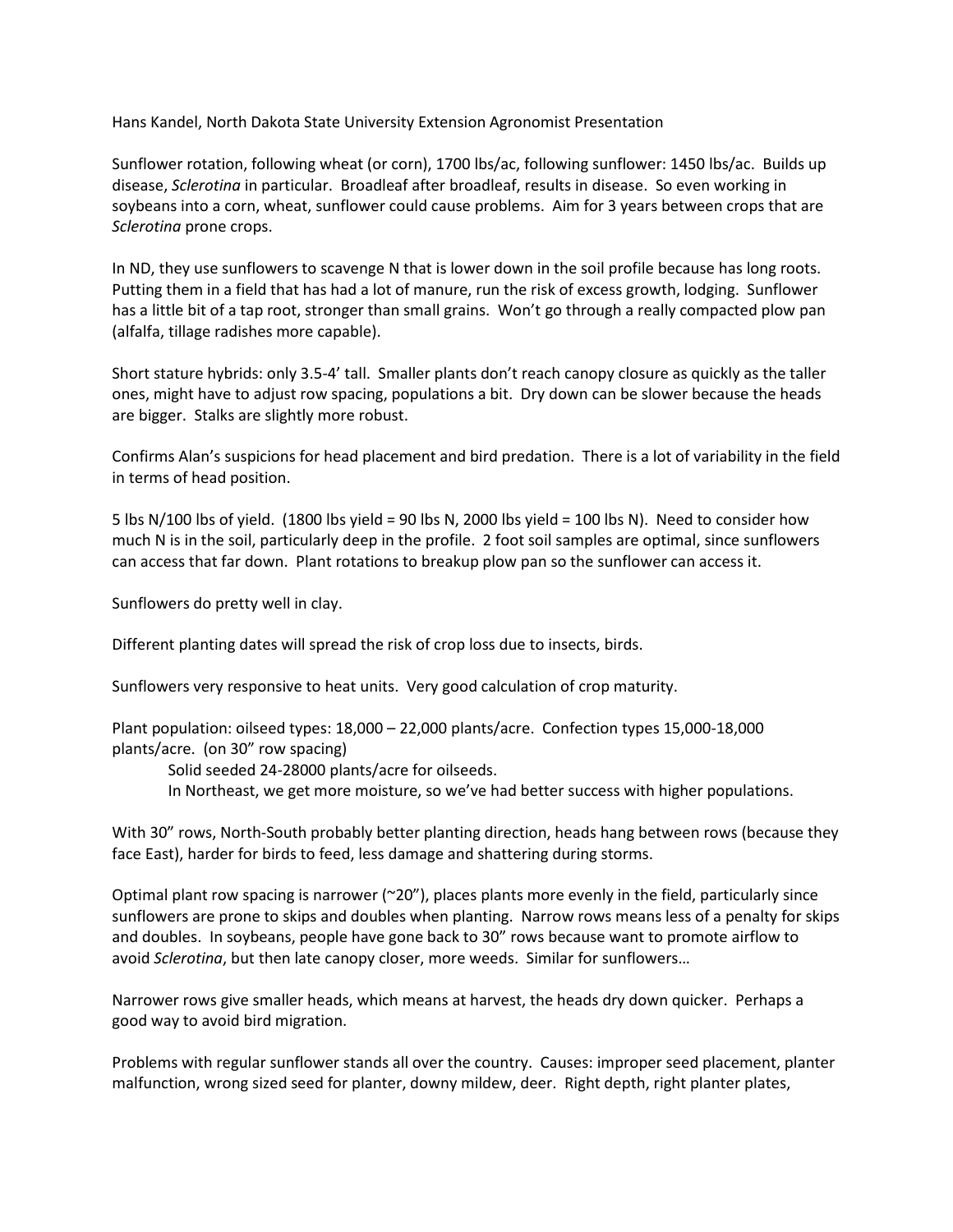Hans Kandel, North Dakota State University Extension Agronomist Presentation

Sunflower rotation, following wheat (or corn), 1700 lbs/ac, following sunflower: 1450 lbs/ac. Builds up disease, *Sclerotina* in particular. Broadleaf after broadleaf, results in disease. So even working in soybeans into a corn, wheat, sunflower could cause problems. Aim for 3 years between crops that are *Sclerotina* prone crops.

In ND, they use sunflowers to scavenge N that is lower down in the soil profile because has long roots. Putting them in a field that has had a lot of manure, run the risk of excess growth, lodging. Sunflower has a little bit of a tap root, stronger than small grains. Won't go through a really compacted plow pan (alfalfa, tillage radishes more capable).

Short stature hybrids: only 3.5-4' tall. Smaller plants don't reach canopy closure as quickly as the taller ones, might have to adjust row spacing, populations a bit. Dry down can be slower because the heads are bigger. Stalks are slightly more robust.

Confirms Alan's suspicions for head placement and bird predation. There is a lot of variability in the field in terms of head position.

5 lbs N/100 lbs of yield. (1800 lbs yield = 90 lbs N, 2000 lbs yield = 100 lbs N). Need to consider how much N is in the soil, particularly deep in the profile. 2 foot soil samples are optimal, since sunflowers can access that far down. Plant rotations to breakup plow pan so the sunflower can access it.

Sunflowers do pretty well in clay.

Different planting dates will spread the risk of crop loss due to insects, birds.

Sunflowers very responsive to heat units. Very good calculation of crop maturity.

Plant population: oilseed types: 18,000 – 22,000 plants/acre. Confection types 15,000-18,000 plants/acre. (on 30" row spacing)

> Solid seeded 24-28000 plants/acre for oilseeds.
> In Northeast, we get more moisture, so we've had better success with higher populations.

With 30" rows, North-South probably better planting direction, heads hang between rows (because they face East), harder for birds to feed, less damage and shattering during storms.

Optimal plant row spacing is narrower (~20"), places plants more evenly in the field, particularly since sunflowers are prone to skips and doubles when planting. Narrow rows means less of a penalty for skips and doubles. In soybeans, people have gone back to 30" rows because want to promote airflow to avoid *Sclerotina*, but then late canopy closer, more weeds. Similar for sunflowers…

Narrower rows give smaller heads, which means at harvest, the heads dry down quicker. Perhaps a good way to avoid bird migration.

Problems with regular sunflower stands all over the country. Causes: improper seed placement, planter malfunction, wrong sized seed for planter, downy mildew, deer. Right depth, right planter plates,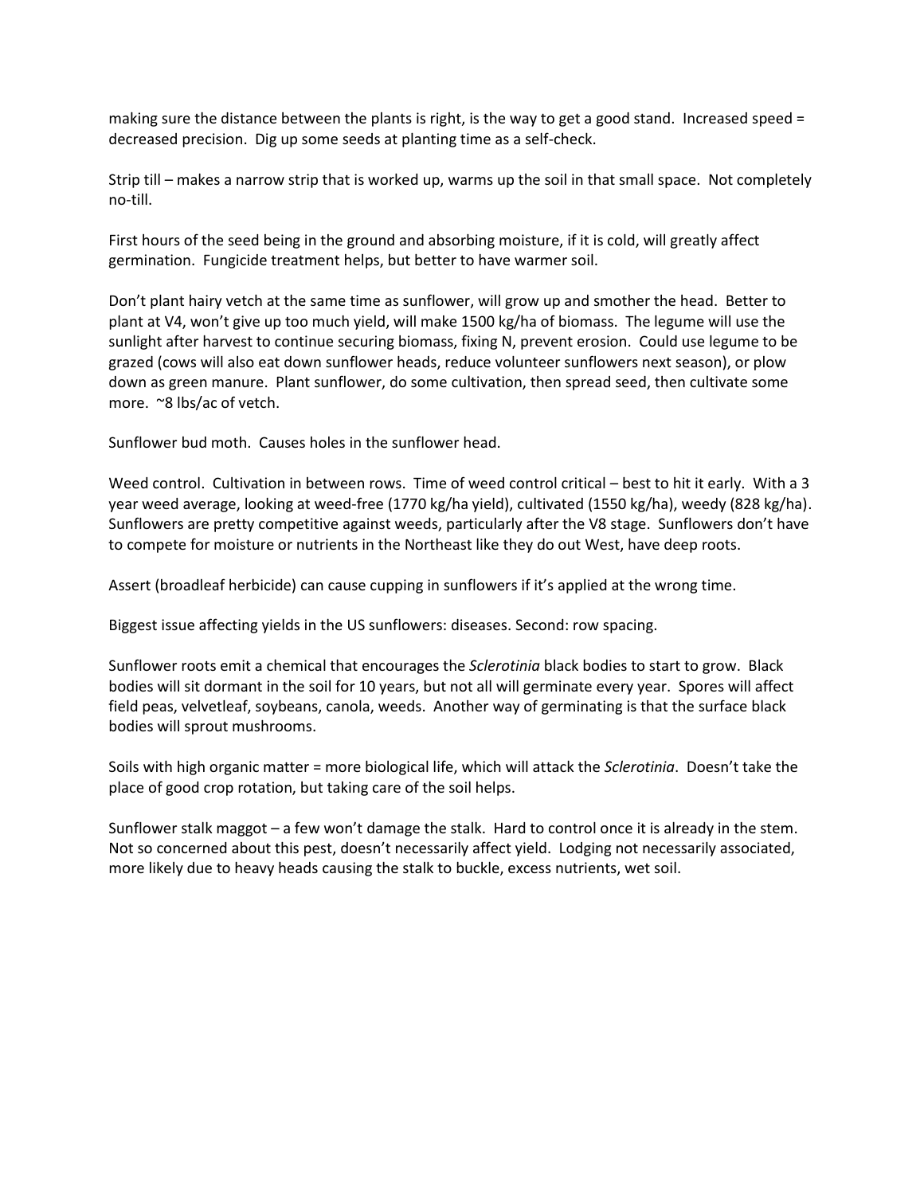making sure the distance between the plants is right, is the way to get a good stand. Increased speed = decreased precision. Dig up some seeds at planting time as a self-check.

Strip till – makes a narrow strip that is worked up, warms up the soil in that small space. Not completely no-till.

First hours of the seed being in the ground and absorbing moisture, if it is cold, will greatly affect germination. Fungicide treatment helps, but better to have warmer soil.

Don't plant hairy vetch at the same time as sunflower, will grow up and smother the head. Better to plant at V4, won't give up too much yield, will make 1500 kg/ha of biomass. The legume will use the sunlight after harvest to continue securing biomass, fixing N, prevent erosion. Could use legume to be grazed (cows will also eat down sunflower heads, reduce volunteer sunflowers next season), or plow down as green manure. Plant sunflower, do some cultivation, then spread seed, then cultivate some more. ~8 lbs/ac of vetch.

Sunflower bud moth. Causes holes in the sunflower head.

Weed control. Cultivation in between rows. Time of weed control critical – best to hit it early. With a 3 year weed average, looking at weed-free (1770 kg/ha yield), cultivated (1550 kg/ha), weedy (828 kg/ha). Sunflowers are pretty competitive against weeds, particularly after the V8 stage. Sunflowers don't have to compete for moisture or nutrients in the Northeast like they do out West, have deep roots.

Assert (broadleaf herbicide) can cause cupping in sunflowers if it's applied at the wrong time.

Biggest issue affecting yields in the US sunflowers: diseases. Second: row spacing.

Sunflower roots emit a chemical that encourages the *Sclerotinia* black bodies to start to grow. Black bodies will sit dormant in the soil for 10 years, but not all will germinate every year. Spores will affect field peas, velvetleaf, soybeans, canola, weeds. Another way of germinating is that the surface black bodies will sprout mushrooms.

Soils with high organic matter = more biological life, which will attack the *Sclerotinia*. Doesn't take the place of good crop rotation, but taking care of the soil helps.

Sunflower stalk maggot – a few won't damage the stalk. Hard to control once it is already in the stem. Not so concerned about this pest, doesn't necessarily affect yield. Lodging not necessarily associated, more likely due to heavy heads causing the stalk to buckle, excess nutrients, wet soil.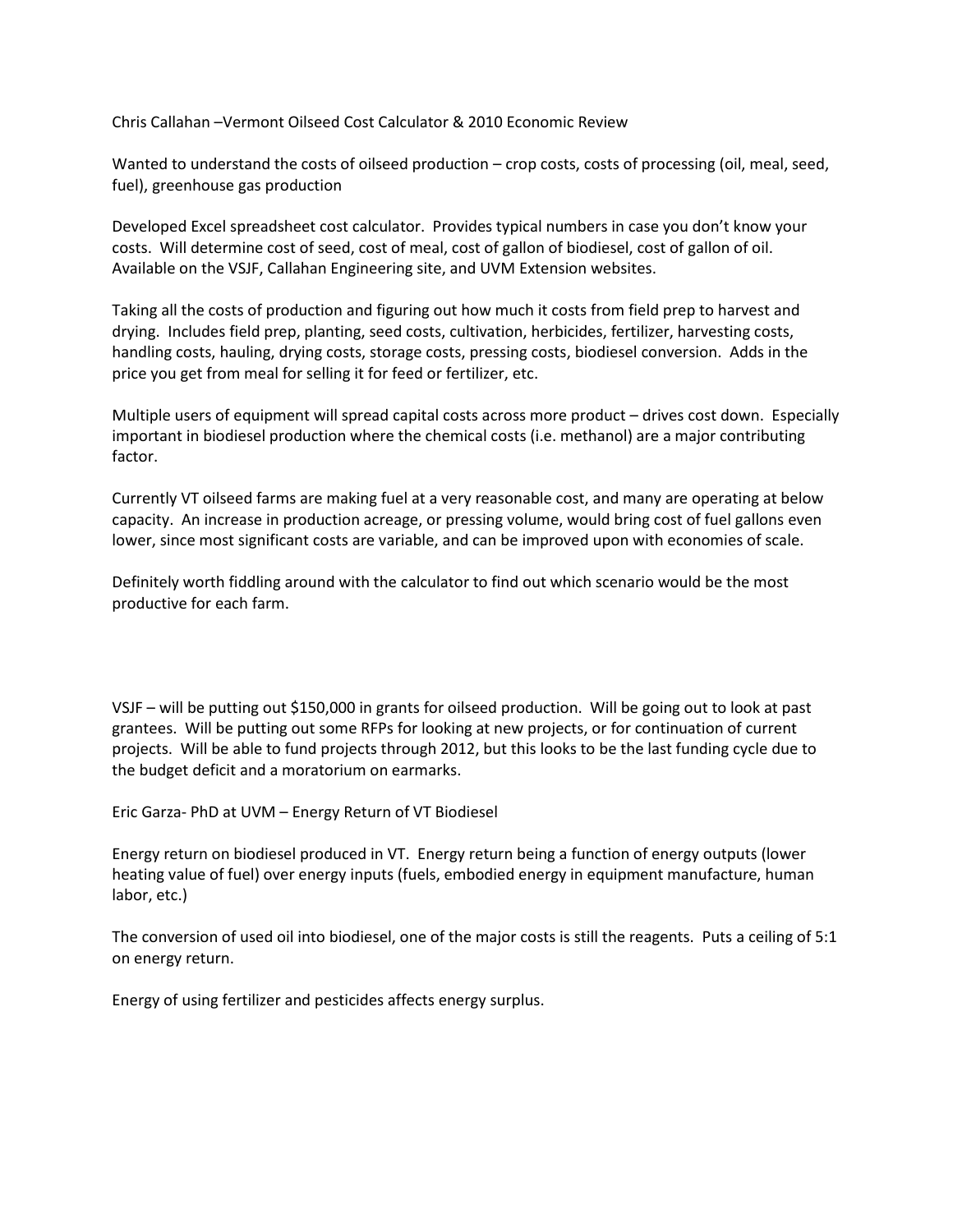Chris Callahan –Vermont Oilseed Cost Calculator & 2010 Economic Review

Wanted to understand the costs of oilseed production – crop costs, costs of processing (oil, meal, seed, fuel), greenhouse gas production

Developed Excel spreadsheet cost calculator. Provides typical numbers in case you don't know your costs. Will determine cost of seed, cost of meal, cost of gallon of biodiesel, cost of gallon of oil. Available on the VSJF, Callahan Engineering site, and UVM Extension websites.

Taking all the costs of production and figuring out how much it costs from field prep to harvest and drying. Includes field prep, planting, seed costs, cultivation, herbicides, fertilizer, harvesting costs, handling costs, hauling, drying costs, storage costs, pressing costs, biodiesel conversion. Adds in the price you get from meal for selling it for feed or fertilizer, etc.

Multiple users of equipment will spread capital costs across more product – drives cost down. Especially important in biodiesel production where the chemical costs (i.e. methanol) are a major contributing factor.

Currently VT oilseed farms are making fuel at a very reasonable cost, and many are operating at below capacity. An increase in production acreage, or pressing volume, would bring cost of fuel gallons even lower, since most significant costs are variable, and can be improved upon with economies of scale.

Definitely worth fiddling around with the calculator to find out which scenario would be the most productive for each farm.

VSJF – will be putting out $150,000 in grants for oilseed production. Will be going out to look at past grantees. Will be putting out some RFPs for looking at new projects, or for continuation of current projects. Will be able to fund projects through 2012, but this looks to be the last funding cycle due to the budget deficit and a moratorium on earmarks.

Eric Garza- PhD at UVM – Energy Return of VT Biodiesel

Energy return on biodiesel produced in VT. Energy return being a function of energy outputs (lower heating value of fuel) over energy inputs (fuels, embodied energy in equipment manufacture, human labor, etc.)

The conversion of used oil into biodiesel, one of the major costs is still the reagents. Puts a ceiling of 5:1 on energy return.

Energy of using fertilizer and pesticides affects energy surplus.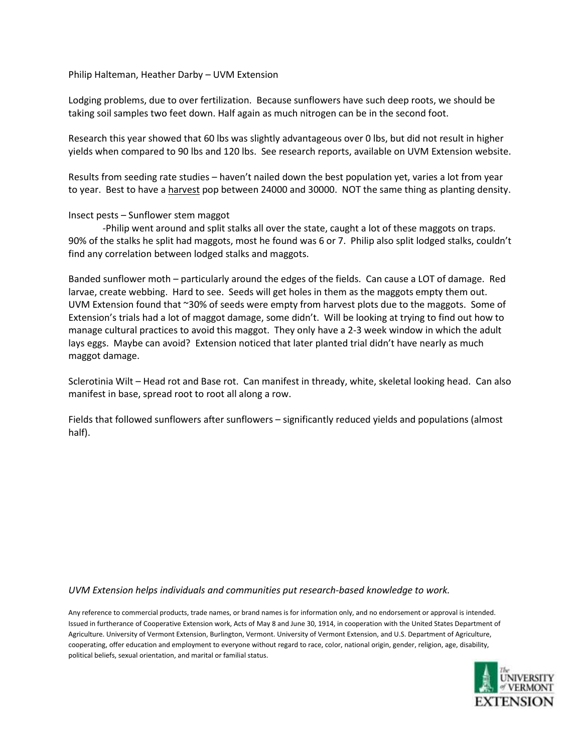Philip Halteman, Heather Darby – UVM Extension

Lodging problems, due to over fertilization. Because sunflowers have such deep roots, we should be taking soil samples two feet down. Half again as much nitrogen can be in the second foot.

Research this year showed that 60 lbs was slightly advantageous over 0 lbs, but did not result in higher yields when compared to 90 lbs and 120 lbs. See research reports, available on UVM Extension website.

Results from seeding rate studies – haven't nailed down the best population yet, varies a lot from year to year. Best to have a <u>harvest</u> pop between 24000 and 30000. NOT the same thing as planting density.

Insect pests – Sunflower stem maggot

-Philip went around and split stalks all over the state, caught a lot of these maggots on traps. 90% of the stalks he split had maggots, most he found was 6 or 7. Philip also split lodged stalks, couldn't find any correlation between lodged stalks and maggots.

Banded sunflower moth – particularly around the edges of the fields. Can cause a LOT of damage. Red larvae, create webbing. Hard to see. Seeds will get holes in them as the maggots empty them out. UVM Extension found that ~30% of seeds were empty from harvest plots due to the maggots. Some of Extension's trials had a lot of maggot damage, some didn't. Will be looking at trying to find out how to manage cultural practices to avoid this maggot. They only have a 2-3 week window in which the adult lays eggs. Maybe can avoid? Extension noticed that later planted trial didn't have nearly as much maggot damage.

Sclerotinia Wilt – Head rot and Base rot. Can manifest in thready, white, skeletal looking head. Can also manifest in base, spread root to root all along a row.

Fields that followed sunflowers after sunflowers – significantly reduced yields and populations (almost half).

*UVM Extension helps individuals and communities put research-based knowledge to work.*

Any reference to commercial products, trade names, or brand names is for information only, and no endorsement or approval is intended. Issued in furtherance of Cooperative Extension work, Acts of May 8 and June 30, 1914, in cooperation with the United States Department of Agriculture. University of Vermont Extension, Burlington, Vermont. University of Vermont Extension, and U.S. Department of Agriculture, cooperating, offer education and employment to everyone without regard to race, color, national origin, gender, religion, age, disability, political beliefs, sexual orientation, and marital or familial status.